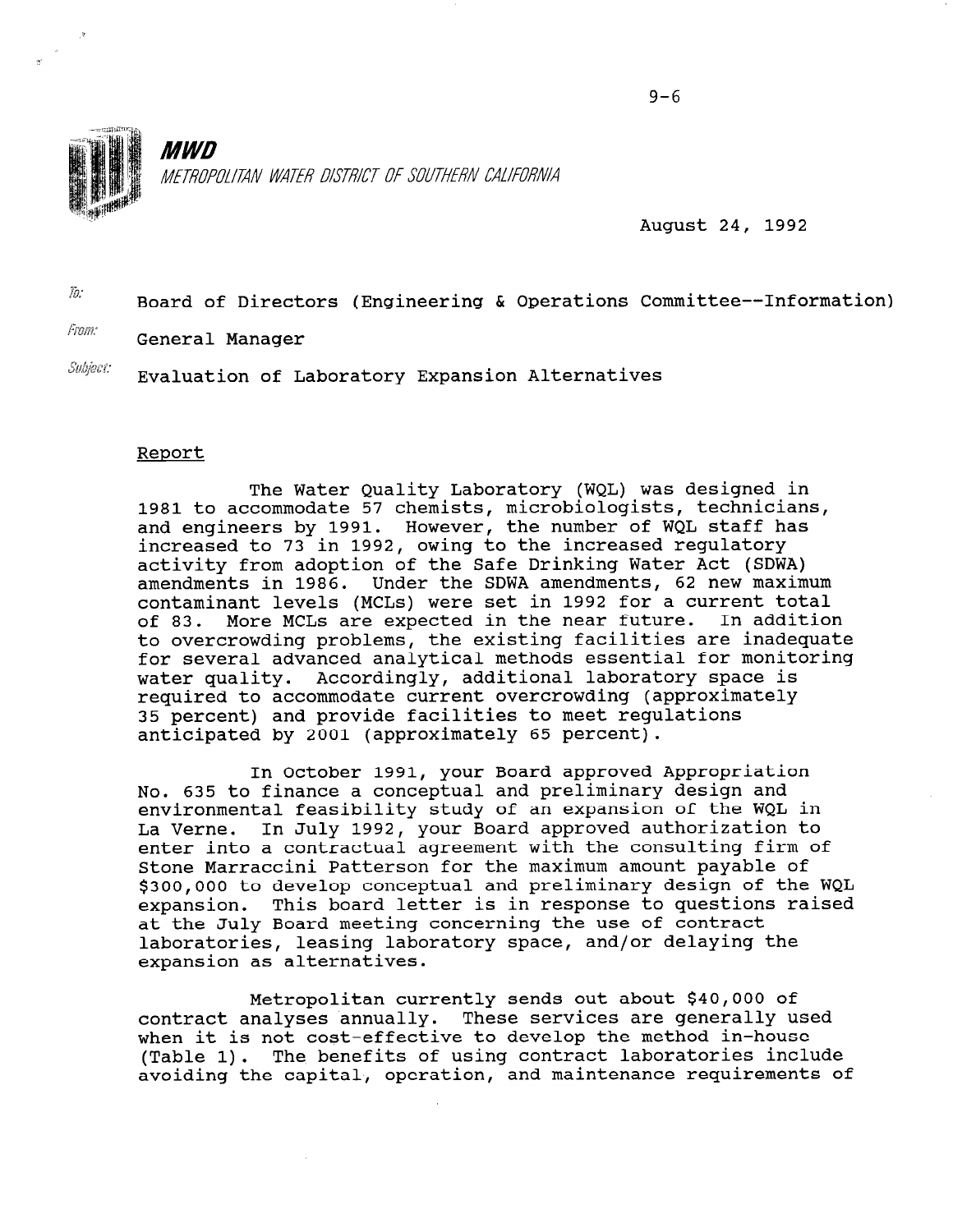**MWD**

*METROPOLITAN WATER DISTRICT OF SOUTHERN CALIFORNIA*

August 24, 1992

To: Board of Directors (Engineering & Operations Committee--Information)

From: General Manager

Subject: Evaluation of Laboratory Expansion Alternatives

## Report

The Water Quality Laboratory (WQL) was designed in 1981 to accommodate 57 chemists, microbiologists, technicians, and engineers by 1991. However, the number of WQL staff has increased to 73 in 1992, owing to the increased regulatory activity from adoption of the Safe Drinking Water Act (SDWA) amendments in 1986. Under the SDWA amendments, 62 new maximum contaminant levels (MCLs) were set in 1992 for a current total of 83. More MCLs are expected in the near future. In addition to overcrowding problems, the existing facilities are inadequate for several advanced analytical methods essential for monitoring water quality. Accordingly, additional laboratory space is required to accommodate current overcrowding (approximately 35 percent) and provide facilities to meet regulations anticipated by 2001 (approximately 65 percent).

In October 1991, your Board approved Appropriation No. 635 to finance a conceptual and preliminary design and environmental feasibility study of an expansion of the WQL in La Verne. In July 1992, your Board approved authorization to enter into a contractual agreement with the consulting firm of Stone Marraccini Patterson for the maximum amount payable of $300,000 to develop conceptual and preliminary design of the WQL expansion. This board letter is in response to questions raised at the July Board meeting concerning the use of contract laboratories, leasing laboratory space, and/or delaying the expansion as alternatives.

Metropolitan currently sends out about $40,000 of contract analyses annually. These services are generally used when it is not cost-effective to develop the method in-house (Table 1). The benefits of using contract laboratories include avoiding the capital, operation, and maintenance requirements of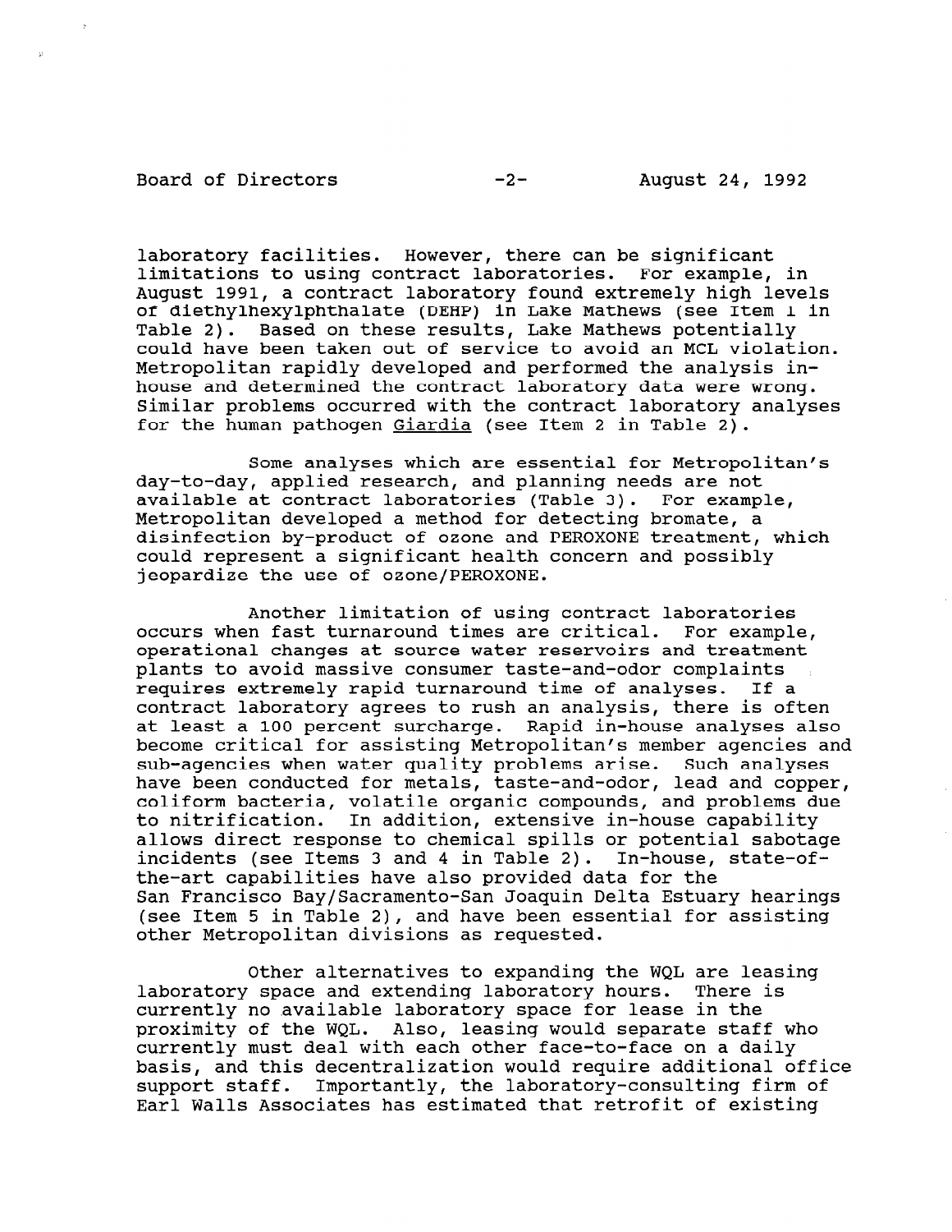laboratory facilities. However, there can be significant limitations to using contract laboratories. For example, in August 1991, a contract laboratory found extremely high levels of diethylhexylphthalate (DEHP) in Lake Mathews (see Item 1 in Table 2). Based on these results, Lake Mathews potentially could have been taken out of service to avoid an MCL violation. Metropolitan rapidly developed and performed the analysis in-house and determined the contract laboratory data were wrong. Similar problems occurred with the contract laboratory analyses for the human pathogen Giardia (see Item 2 in Table 2).

Some analyses which are essential for Metropolitan's day-to-day, applied research, and planning needs are not available at contract laboratories (Table 3). For example, Metropolitan developed a method for detecting bromate, a disinfection by-product of ozone and PEROXONE treatment, which could represent a significant health concern and possibly jeopardize the use of ozone/PEROXONE.

Another limitation of using contract laboratories occurs when fast turnaround times are critical. For example, operational changes at source water reservoirs and treatment plants to avoid massive consumer taste-and-odor complaints requires extremely rapid turnaround time of analyses. If a contract laboratory agrees to rush an analysis, there is often at least a 100 percent surcharge. Rapid in-house analyses also become critical for assisting Metropolitan's member agencies and sub-agencies when water quality problems arise. Such analyses have been conducted for metals, taste-and-odor, lead and copper, coliform bacteria, volatile organic compounds, and problems due to nitrification. In addition, extensive in-house capability allows direct response to chemical spills or potential sabotage incidents (see Items 3 and 4 in Table 2). In-house, state-of-the-art capabilities have also provided data for the San Francisco Bay/Sacramento-San Joaquin Delta Estuary hearings (see Item 5 in Table 2), and have been essential for assisting other Metropolitan divisions as requested.

Other alternatives to expanding the WQL are leasing laboratory space and extending laboratory hours. There is currently no available laboratory space for lease in the proximity of the WQL. Also, leasing would separate staff who currently must deal with each other face-to-face on a daily basis, and this decentralization would require additional office support staff. Importantly, the laboratory-consulting firm of Earl Walls Associates has estimated that retrofit of existing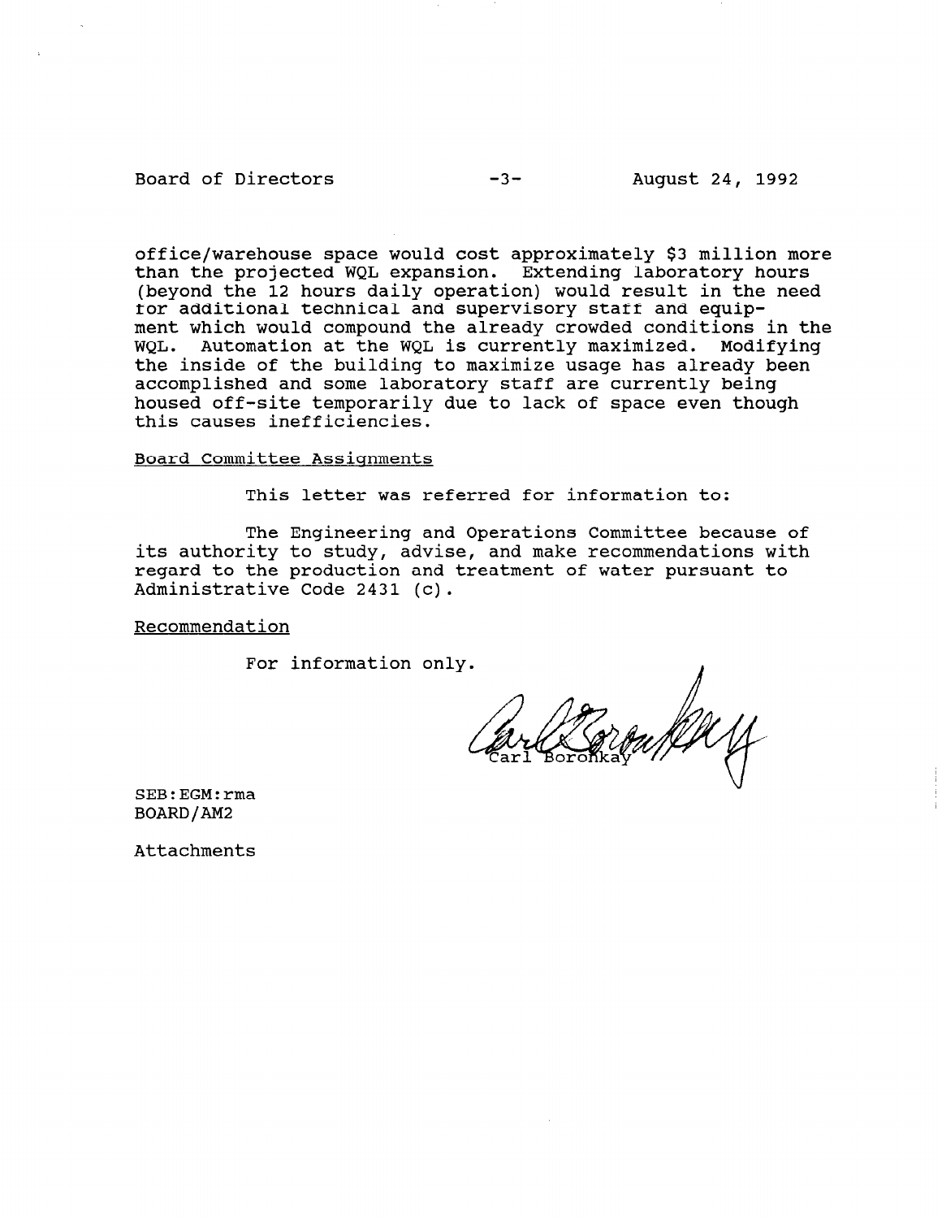office/warehouse space would cost approximately $3 million more than the projected WQL expansion. Extending laboratory hours (beyond the 12 hours daily operation) would result in the need for additional technical and supervisory staff and equipment which would compound the already crowded conditions in the WQL. Automation at the WQL is currently maximized. Modifying the inside of the building to maximize usage has already been accomplished and some laboratory staff are currently being housed off-site temporarily due to lack of space even though this causes inefficiencies.

Board Committee Assignments

This letter was referred for information to:

The Engineering and Operations Committee because of its authority to study, advise, and make recommendations with regard to the production and treatment of water pursuant to Administrative Code 2431 (c).

Recommendation

For information only.

Carl Boronkay

SEB:EGM:rma
BOARD/AM2

Attachments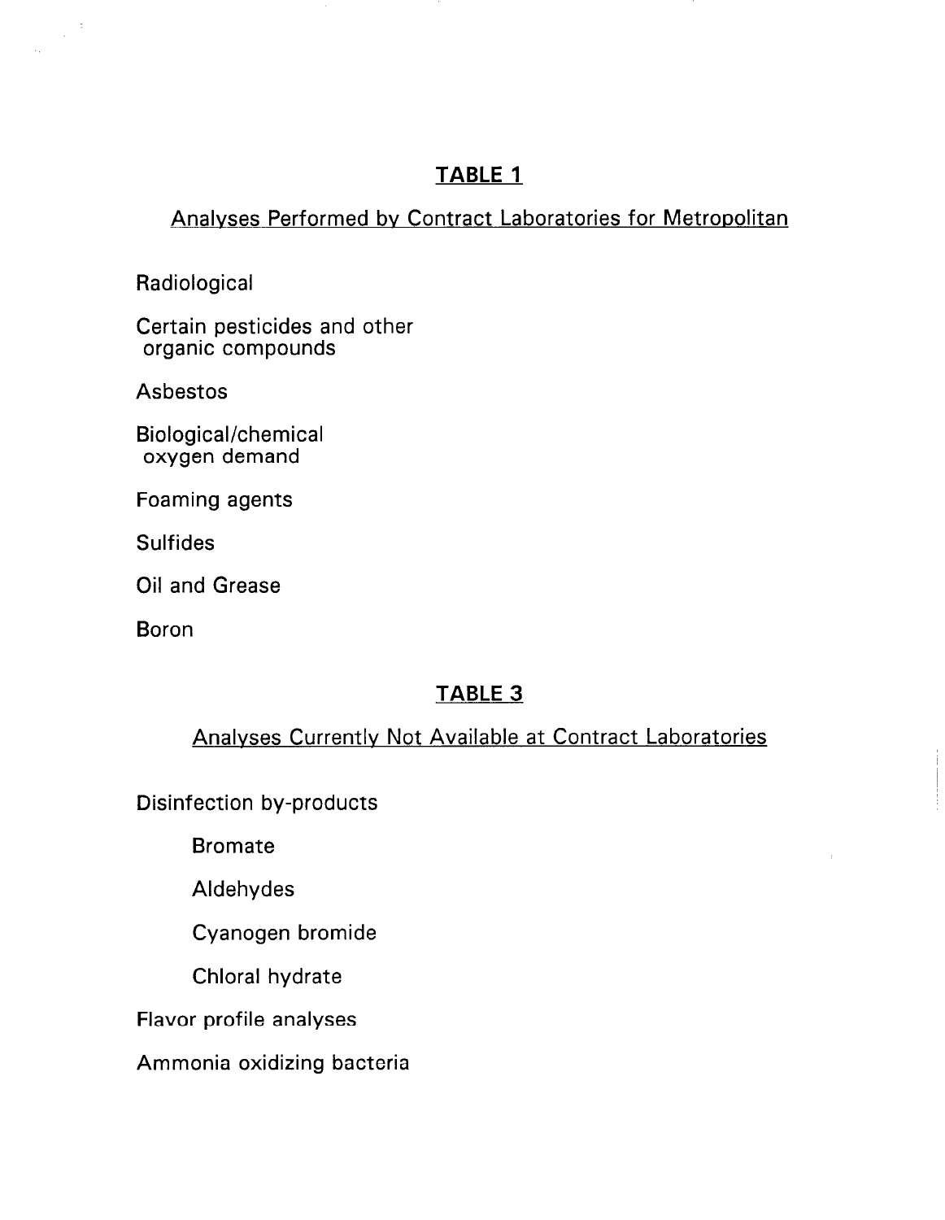## TABLE 1

Analyses Performed by Contract Laboratories for Metropolitan

Radiological

Certain pesticides and other organic compounds

Asbestos

Biological/chemical oxygen demand

Foaming agents

Sulfides

Oil and Grease

Boron

## TABLE 3

Analyses Currently Not Available at Contract Laboratories

Disinfection by-products

- Bromate
- Aldehydes
- Cyanogen bromide
- Chloral hydrate

Flavor profile analyses

Ammonia oxidizing bacteria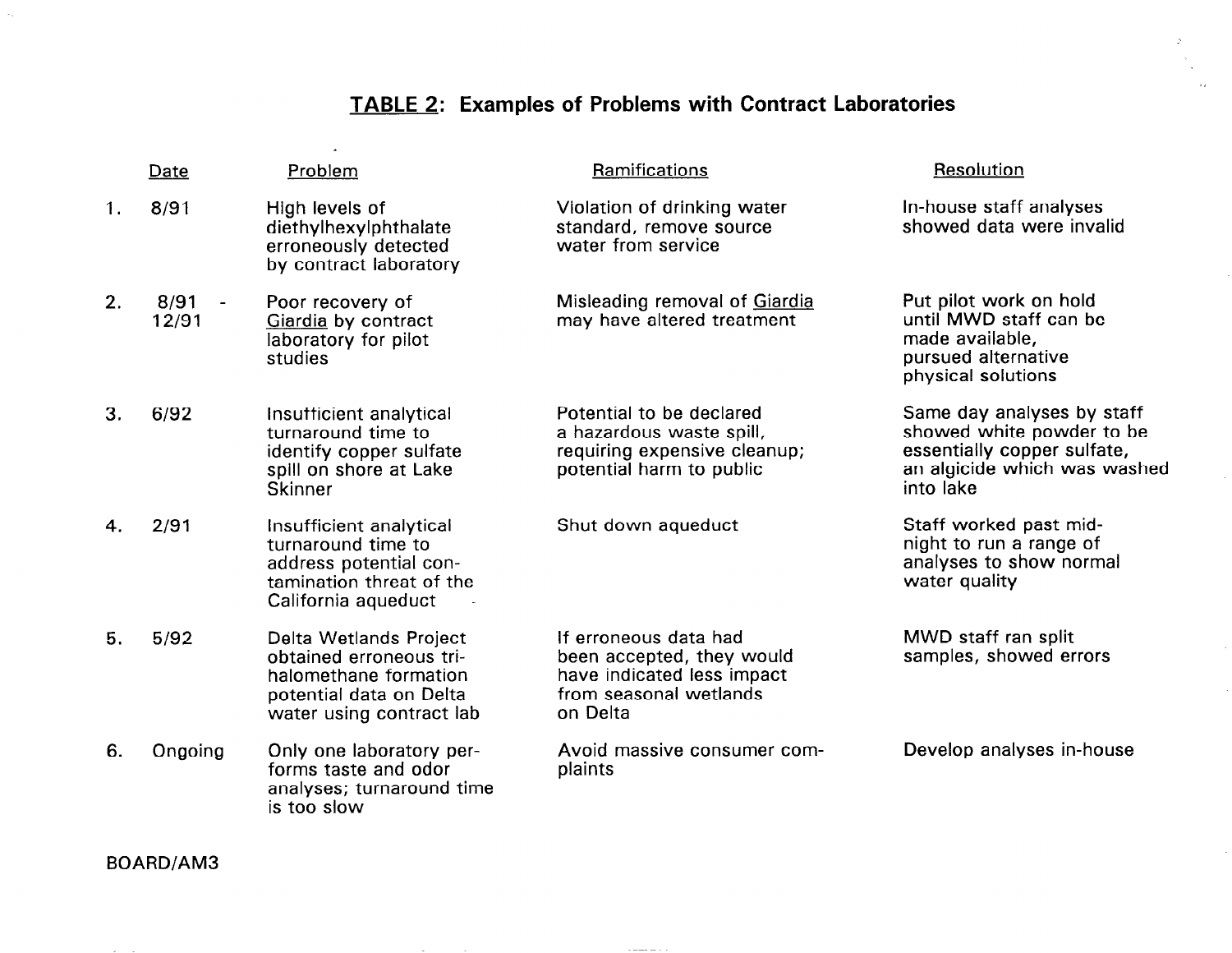## TABLE 2: Examples of Problems with Contract Laboratories

| | Date | Problem | Ramifications | Resolution |
|---|---|---|---|---|
| 1. | 8/91 | High levels of diethylhexylphthalate erroneously detected by contract laboratory | Violation of drinking water standard, remove source water from service | In-house staff analyses showed data were invalid |
| 2. | 8/91 - 12/91 | Poor recovery of Giardia by contract laboratory for pilot studies | Misleading removal of Giardia may have altered treatment | Put pilot work on hold until MWD staff can be made available, pursued alternative physical solutions |
| 3. | 6/92 | Insufficient analytical turnaround time to identify copper sulfate spill on shore at Lake Skinner | Potential to be declared a hazardous waste spill, requiring expensive cleanup; potential harm to public | Same day analyses by staff showed white powder to be essentially copper sulfate, an algicide which was washed into lake |
| 4. | 2/91 | Insufficient analytical turnaround time to address potential contamination threat of the California aqueduct | Shut down aqueduct | Staff worked past midnight to run a range of analyses to show normal water quality |
| 5. | 5/92 | Delta Wetlands Project obtained erroneous trihalomethane formation potential data on Delta water using contract lab | If erroneous data had been accepted, they would have indicated less impact from seasonal wetlands on Delta | MWD staff ran split samples, showed errors |
| 6. | Ongoing | Only one laboratory performs taste and odor analyses; turnaround time is too slow | Avoid massive consumer complaints | Develop analyses in-house |

BOARD/AM3